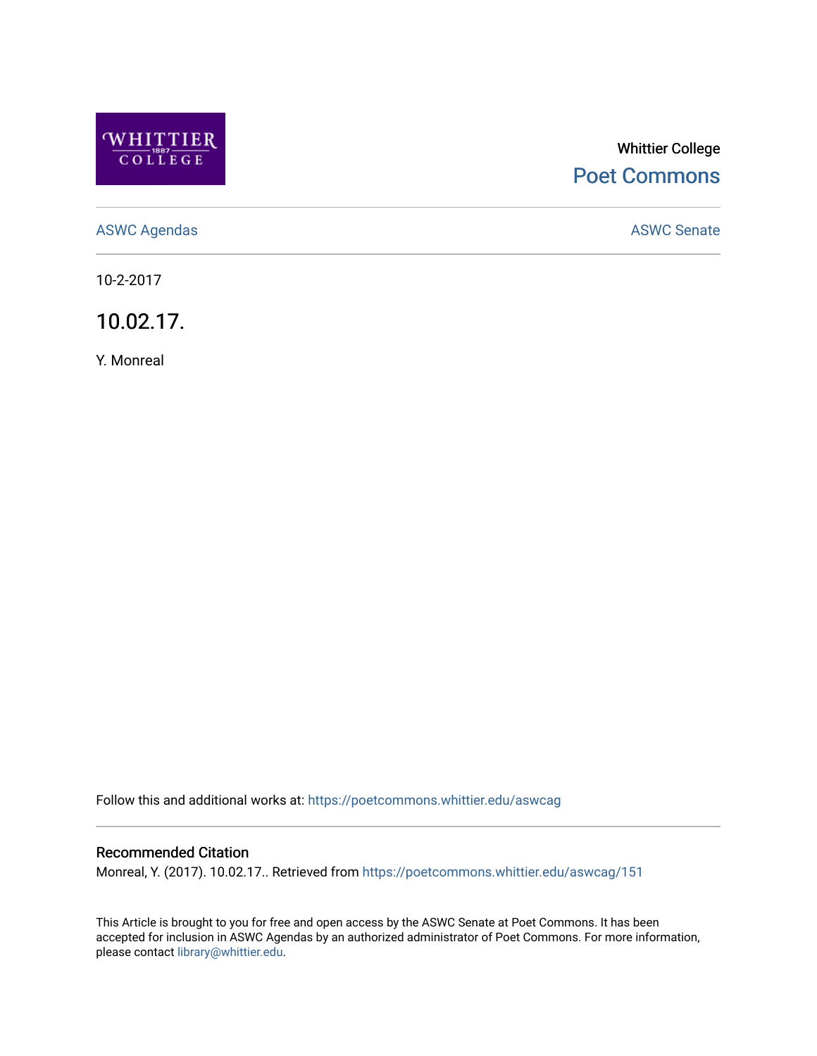Whittier College

Poet Commons

ASWC Agendas

ASWC Senate

10-2-2017

# 10.02.17.

Y. Monreal

Follow this and additional works at: https://poetcommons.whittier.edu/aswcag

## Recommended Citation

Monreal, Y. (2017). 10.02.17.. Retrieved from https://poetcommons.whittier.edu/aswcag/151

This Article is brought to you for free and open access by the ASWC Senate at Poet Commons. It has been accepted for inclusion in ASWC Agendas by an authorized administrator of Poet Commons. For more information, please contact library@whittier.edu.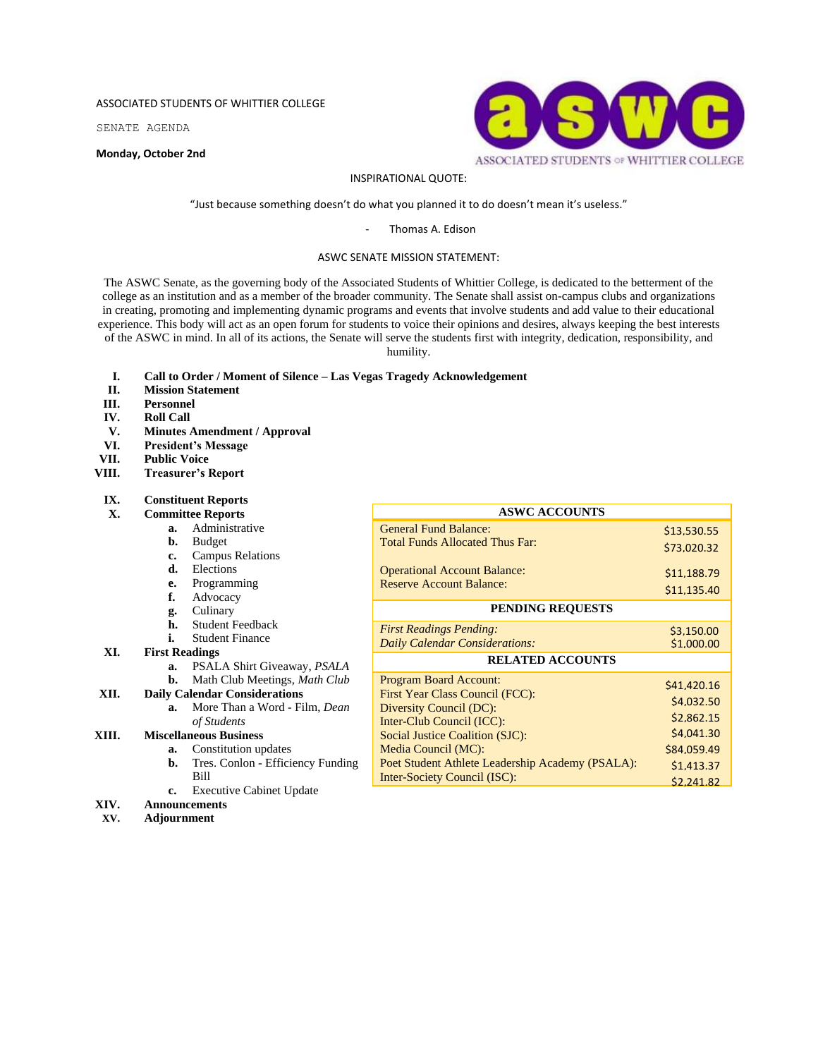ASSOCIATED STUDENTS OF WHITTIER COLLEGE

SENATE AGENDA

**Monday, October 2nd**

INSPIRATIONAL QUOTE:

"Just because something doesn't do what you planned it to do doesn't mean it's useless."

- Thomas A. Edison

ASWC SENATE MISSION STATEMENT:

The ASWC Senate, as the governing body of the Associated Students of Whittier College, is dedicated to the betterment of the college as an institution and as a member of the broader community. The Senate shall assist on-campus clubs and organizations in creating, promoting and implementing dynamic programs and events that involve students and add value to their educational experience. This body will act as an open forum for students to voice their opinions and desires, always keeping the best interests of the ASWC in mind. In all of its actions, the Senate will serve the students first with integrity, dedication, responsibility, and humility.

- **I. Call to Order / Moment of Silence – Las Vegas Tragedy Acknowledgement**
- **II. Mission Statement**
- **III. Personnel**
- **IV. Roll Call**
- **V. Minutes Amendment / Approval**
- **VI. President's Message**
- **VII. Public Voice**
- **VIII. Treasurer's Report**
- **IX. Constituent Reports**
- **X. Committee Reports**
  - a. Administrative
  - b. Budget
  - c. Campus Relations
  - d. Elections
  - e. Programming
  - f. Advocacy
  - g. Culinary
  - h. Student Feedback
  - i. Student Finance
- **XI. First Readings**
  - a. PSALA Shirt Giveaway, *PSALA*
  - b. Math Club Meetings, *Math Club*
- **XII. Daily Calendar Considerations**
  - a. More Than a Word - Film, *Dean of Students*
- **XIII. Miscellaneous Business**
  - a. Constitution updates
  - b. Tres. Conlon - Efficiency Funding Bill
  - c. Executive Cabinet Update
- **XIV. Announcements**
- **XV. Adjournment**

| **ASWC ACCOUNTS** | |
|---|---|
| General Fund Balance: | $13,530.55 |
| Total Funds Allocated Thus Far: | $73,020.32 |
| Operational Account Balance: | $11,188.79 |
| Reserve Account Balance: | $11,135.40 |
| **PENDING REQUESTS** | |
| *First Readings Pending:* | $3,150.00 |
| *Daily Calendar Considerations:* | $1,000.00 |
| **RELATED ACCOUNTS** | |
| Program Board Account: | $41,420.16 |
| First Year Class Council (FCC): | $4,032.50 |
| Diversity Council (DC): | $2,862.15 |
| Inter-Club Council (ICC): | $4,041.30 |
| Social Justice Coalition (SJC): | $84,059.49 |
| Media Council (MC): | $1,413.37 |
| Poet Student Athlete Leadership Academy (PSALA): | $2,241.82 |
| Inter-Society Council (ISC): | |